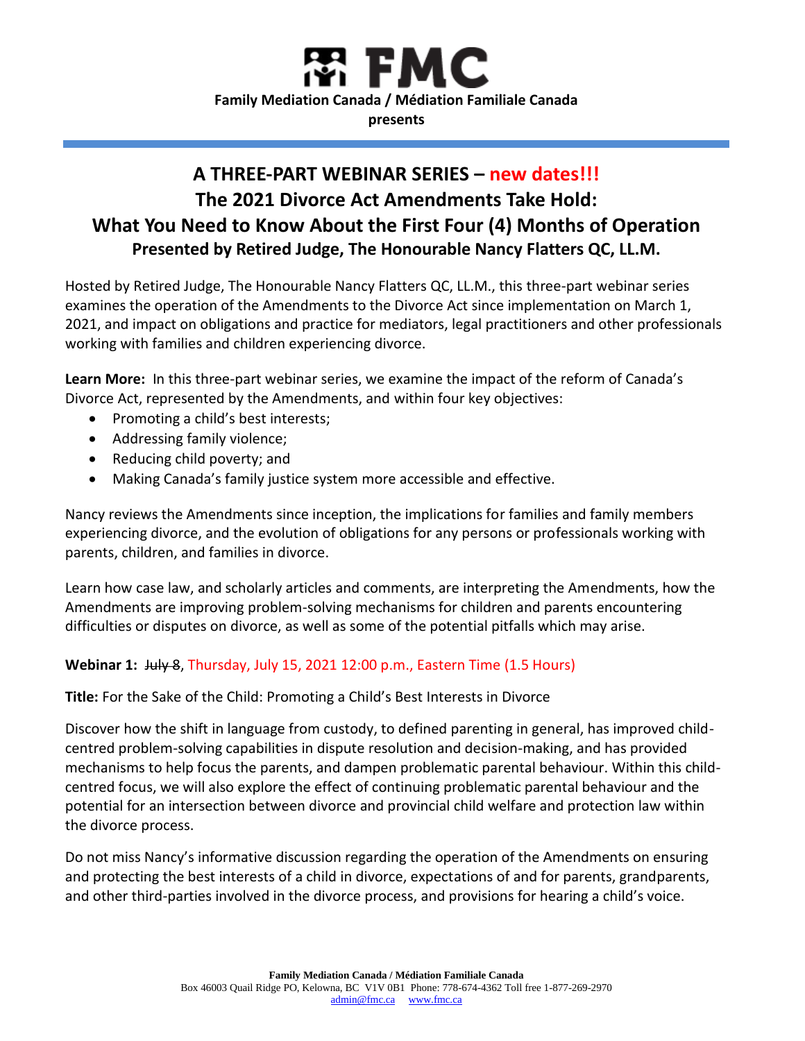# FMC

**Family Mediation Canada / Médiation Familiale Canada**

**presents**

## A THREE-PART WEBINAR SERIES – new dates!!!

## The 2021 Divorce Act Amendments Take Hold: What You Need to Know About the First Four (4) Months of Operation

### Presented by Retired Judge, The Honourable Nancy Flatters QC, LL.M.

Hosted by Retired Judge, The Honourable Nancy Flatters QC, LL.M., this three-part webinar series examines the operation of the Amendments to the Divorce Act since implementation on March 1, 2021, and impact on obligations and practice for mediators, legal practitioners and other professionals working with families and children experiencing divorce.

**Learn More:** In this three-part webinar series, we examine the impact of the reform of Canada's Divorce Act, represented by the Amendments, and within four key objectives:

- Promoting a child's best interests;
- Addressing family violence;
- Reducing child poverty; and
- Making Canada's family justice system more accessible and effective.

Nancy reviews the Amendments since inception, the implications for families and family members experiencing divorce, and the evolution of obligations for any persons or professionals working with parents, children, and families in divorce.

Learn how case law, and scholarly articles and comments, are interpreting the Amendments, how the Amendments are improving problem-solving mechanisms for children and parents encountering difficulties or disputes on divorce, as well as some of the potential pitfalls which may arise.

**Webinar 1:** ~~July 8~~, Thursday, July 15, 2021 12:00 p.m., Eastern Time (1.5 Hours)

**Title:** For the Sake of the Child: Promoting a Child's Best Interests in Divorce

Discover how the shift in language from custody, to defined parenting in general, has improved child-centred problem-solving capabilities in dispute resolution and decision-making, and has provided mechanisms to help focus the parents, and dampen problematic parental behaviour. Within this child-centred focus, we will also explore the effect of continuing problematic parental behaviour and the potential for an intersection between divorce and provincial child welfare and protection law within the divorce process.

Do not miss Nancy's informative discussion regarding the operation of the Amendments on ensuring and protecting the best interests of a child in divorce, expectations of and for parents, grandparents, and other third-parties involved in the divorce process, and provisions for hearing a child's voice.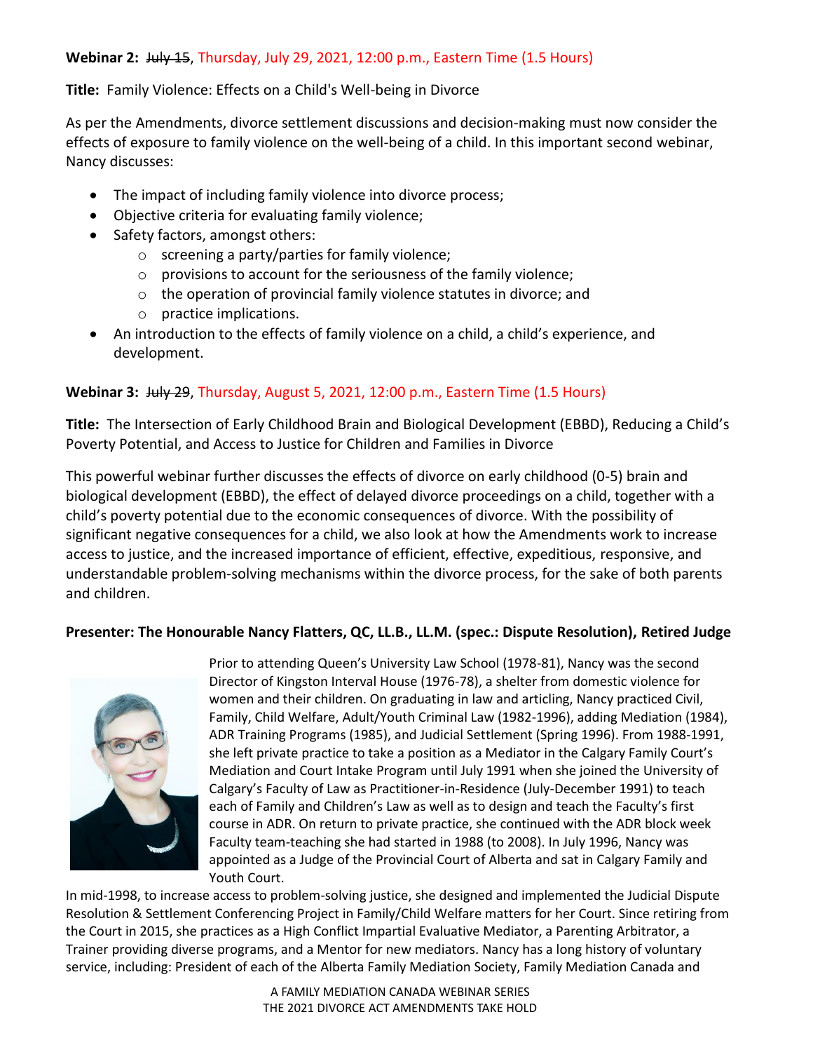**Webinar 2:** ~~July 15~~, Thursday, July 29, 2021, 12:00 p.m., Eastern Time (1.5 Hours)

**Title:** Family Violence: Effects on a Child's Well-being in Divorce

As per the Amendments, divorce settlement discussions and decision-making must now consider the effects of exposure to family violence on the well-being of a child. In this important second webinar, Nancy discusses:

- The impact of including family violence into divorce process;
- Objective criteria for evaluating family violence;
- Safety factors, amongst others:
  - screening a party/parties for family violence;
  - provisions to account for the seriousness of the family violence;
  - the operation of provincial family violence statutes in divorce; and
  - practice implications.
- An introduction to the effects of family violence on a child, a child's experience, and development.

**Webinar 3:** ~~July 29~~, Thursday, August 5, 2021, 12:00 p.m., Eastern Time (1.5 Hours)

**Title:** The Intersection of Early Childhood Brain and Biological Development (EBBD), Reducing a Child's Poverty Potential, and Access to Justice for Children and Families in Divorce

This powerful webinar further discusses the effects of divorce on early childhood (0-5) brain and biological development (EBBD), the effect of delayed divorce proceedings on a child, together with a child's poverty potential due to the economic consequences of divorce. With the possibility of significant negative consequences for a child, we also look at how the Amendments work to increase access to justice, and the increased importance of efficient, effective, expeditious, responsive, and understandable problem-solving mechanisms within the divorce process, for the sake of both parents and children.

**Presenter: The Honourable Nancy Flatters, QC, LL.B., LL.M. (spec.: Dispute Resolution), Retired Judge**

Prior to attending Queen's University Law School (1978-81), Nancy was the second Director of Kingston Interval House (1976-78), a shelter from domestic violence for women and their children. On graduating in law and articling, Nancy practiced Civil, Family, Child Welfare, Adult/Youth Criminal Law (1982-1996), adding Mediation (1984), ADR Training Programs (1985), and Judicial Settlement (Spring 1996). From 1988-1991, she left private practice to take a position as a Mediator in the Calgary Family Court's Mediation and Court Intake Program until July 1991 when she joined the University of Calgary's Faculty of Law as Practitioner-in-Residence (July-December 1991) to teach each of Family and Children's Law as well as to design and teach the Faculty's first course in ADR. On return to private practice, she continued with the ADR block week Faculty team-teaching she had started in 1988 (to 2008). In July 1996, Nancy was appointed as a Judge of the Provincial Court of Alberta and sat in Calgary Family and Youth Court.

In mid-1998, to increase access to problem-solving justice, she designed and implemented the Judicial Dispute Resolution & Settlement Conferencing Project in Family/Child Welfare matters for her Court. Since retiring from the Court in 2015, she practices as a High Conflict Impartial Evaluative Mediator, a Parenting Arbitrator, a Trainer providing diverse programs, and a Mentor for new mediators. Nancy has a long history of voluntary service, including: President of each of the Alberta Family Mediation Society, Family Mediation Canada and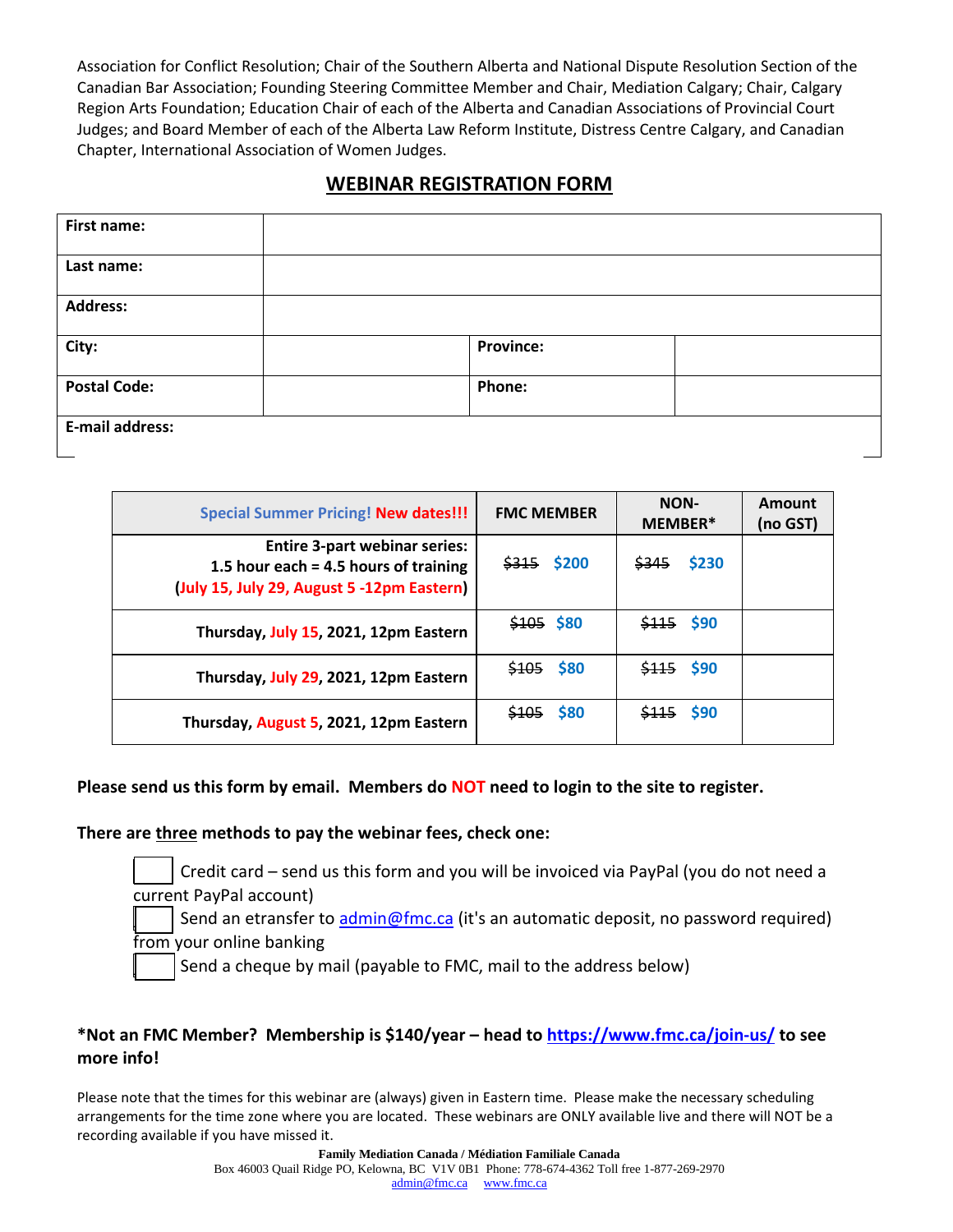Association for Conflict Resolution; Chair of the Southern Alberta and National Dispute Resolution Section of the Canadian Bar Association; Founding Steering Committee Member and Chair, Mediation Calgary; Chair, Calgary Region Arts Foundation; Education Chair of each of the Alberta and Canadian Associations of Provincial Court Judges; and Board Member of each of the Alberta Law Reform Institute, Distress Centre Calgary, and Canadian Chapter, International Association of Women Judges.

## WEBINAR REGISTRATION FORM

| | | | |
|---|---|---|---|
| **First name:** | | | |
| **Last name:** | | | |
| **Address:** | | | |
| **City:** | | **Province:** | |
| **Postal Code:** | | **Phone:** | |
| **E-mail address:** | | | |

| Special Summer Pricing! New dates!!! | FMC MEMBER | NON-MEMBER* | Amount (no GST) |
|---|---|---|---|
| **Entire 3-part webinar series: 1.5 hour each = 4.5 hours of training (July 15, July 29, August 5 -12pm Eastern)** | ~~$315~~ $200 | ~~$345~~ $230 | |
| **Thursday, July 15, 2021, 12pm Eastern** | ~~$105~~ $80 | ~~$115~~ $90 | |
| **Thursday, July 29, 2021, 12pm Eastern** | ~~$105~~ $80 | ~~$115~~ $90 | |
| **Thursday, August 5, 2021, 12pm Eastern** | ~~$105~~ $80 | ~~$115~~ $90 | |

**Please send us this form by email. Members do NOT need to login to the site to register.**

**There are three methods to pay the webinar fees, check one:**

- ☐ Credit card – send us this form and you will be invoiced via PayPal (you do not need a current PayPal account)
- ☐ Send an etransfer to admin@fmc.ca (it's an automatic deposit, no password required) from your online banking
- ☐ Send a cheque by mail (payable to FMC, mail to the address below)

**\*Not an FMC Member? Membership is $140/year – head to https://www.fmc.ca/join-us/ to see more info!**

Please note that the times for this webinar are (always) given in Eastern time. Please make the necessary scheduling arrangements for the time zone where you are located. These webinars are ONLY available live and there will NOT be a recording available if you have missed it.

**Family Mediation Canada / Médiation Familiale Canada**
Box 46003 Quail Ridge PO, Kelowna, BC V1V 0B1 Phone: 778-674-4362 Toll free 1-877-269-2970
admin@fmc.ca www.fmc.ca